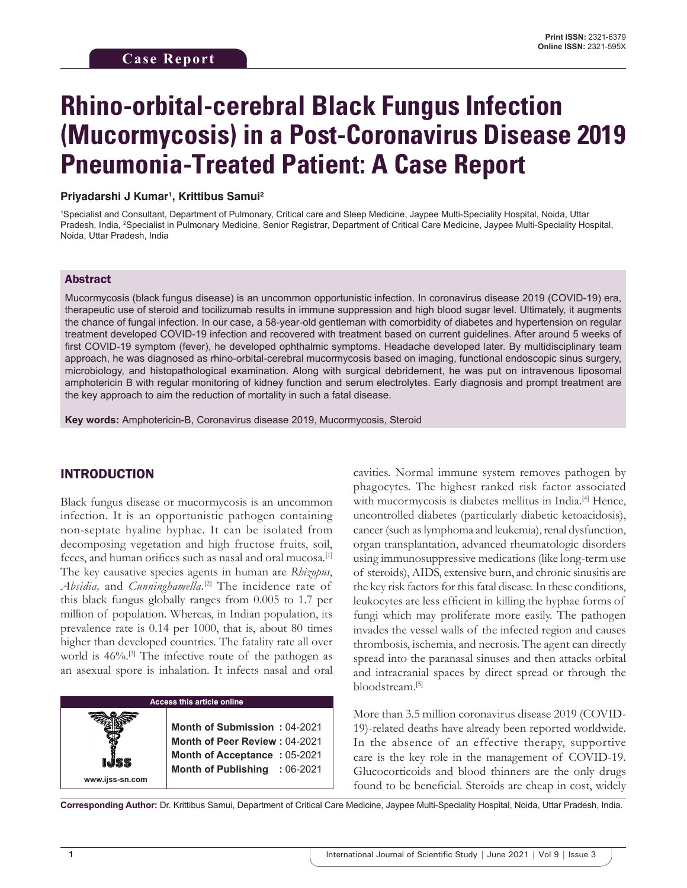Case Report

Print ISSN: 2321-6379
Online ISSN: 2321-595X

# Rhino-orbital-cerebral Black Fungus Infection (Mucormycosis) in a Post-Coronavirus Disease 2019 Pneumonia-Treated Patient: A Case Report

**Priyadarshi J Kumar[1], Krittibus Samui[2]**

[1]Specialist and Consultant, Department of Pulmonary, Critical care and Sleep Medicine, Jaypee Multi-Speciality Hospital, Noida, Uttar Pradesh, India, [2]Specialist in Pulmonary Medicine, Senior Registrar, Department of Critical Care Medicine, Jaypee Multi-Speciality Hospital, Noida, Uttar Pradesh, India

## Abstract

Mucormycosis (black fungus disease) is an uncommon opportunistic infection. In coronavirus disease 2019 (COVID-19) era, therapeutic use of steroid and tocilizumab results in immune suppression and high blood sugar level. Ultimately, it augments the chance of fungal infection. In our case, a 58-year-old gentleman with comorbidity of diabetes and hypertension on regular treatment developed COVID-19 infection and recovered with treatment based on current guidelines. After around 5 weeks of first COVID-19 symptom (fever), he developed ophthalmic symptoms. Headache developed later. By multidisciplinary team approach, he was diagnosed as rhino-orbital-cerebral mucormycosis based on imaging, functional endoscopic sinus surgery, microbiology, and histopathological examination. Along with surgical debridement, he was put on intravenous liposomal amphotericin B with regular monitoring of kidney function and serum electrolytes. Early diagnosis and prompt treatment are the key approach to aim the reduction of mortality in such a fatal disease.

**Key words:** Amphotericin-B, Coronavirus disease 2019, Mucormycosis, Steroid

## INTRODUCTION

Black fungus disease or mucormycosis is an uncommon infection. It is an opportunistic pathogen containing non-septate hyaline hyphae. It can be isolated from decomposing vegetation and high fructose fruits, soil, feces, and human orifices such as nasal and oral mucosa.[1] The key causative species agents in human are *Rhizopus*, *Absidia,* and *Cunninghamella*.[2] The incidence rate of this black fungus globally ranges from 0.005 to 1.7 per million of population. Whereas, in Indian population, its prevalence rate is 0.14 per 1000, that is, about 80 times higher than developed countries. The fatality rate all over world is 46%.[3] The infective route of the pathogen as an asexual spore is inhalation. It infects nasal and oral cavities. Normal immune system removes pathogen by phagocytes. The highest ranked risk factor associated with mucormycosis is diabetes mellitus in India.[4] Hence, uncontrolled diabetes (particularly diabetic ketoacidosis), cancer (such as lymphoma and leukemia), renal dysfunction, organ transplantation, advanced rheumatologic disorders using immunosuppressive medications (like long-term use of steroids), AIDS, extensive burn, and chronic sinusitis are the key risk factors for this fatal disease. In these conditions, leukocytes are less efficient in killing the hyphae forms of fungi which may proliferate more easily. The pathogen invades the vessel walls of the infected region and causes thrombosis, ischemia, and necrosis. The agent can directly spread into the paranasal sinuses and then attacks orbital and intracranial spaces by direct spread or through the bloodstream.[5]

More than 3.5 million coronavirus disease 2019 (COVID-19)-related deaths have already been reported worldwide. In the absence of an effective therapy, supportive care is the key role in the management of COVID-19. Glucocorticoids and blood thinners are the only drugs found to be beneficial. Steroids are cheap in cost, widely

| Access this article online | |
|---|---|
| www.ijss-sn.com | **Month of Submission :** 04-2021 |
| | **Month of Peer Review :** 04-2021 |
| | **Month of Acceptance :** 05-2021 |
| | **Month of Publishing :** 06-2021 |

**Corresponding Author:** Dr. Krittibus Samui, Department of Critical Care Medicine, Jaypee Multi-Speciality Hospital, Noida, Uttar Pradesh, India.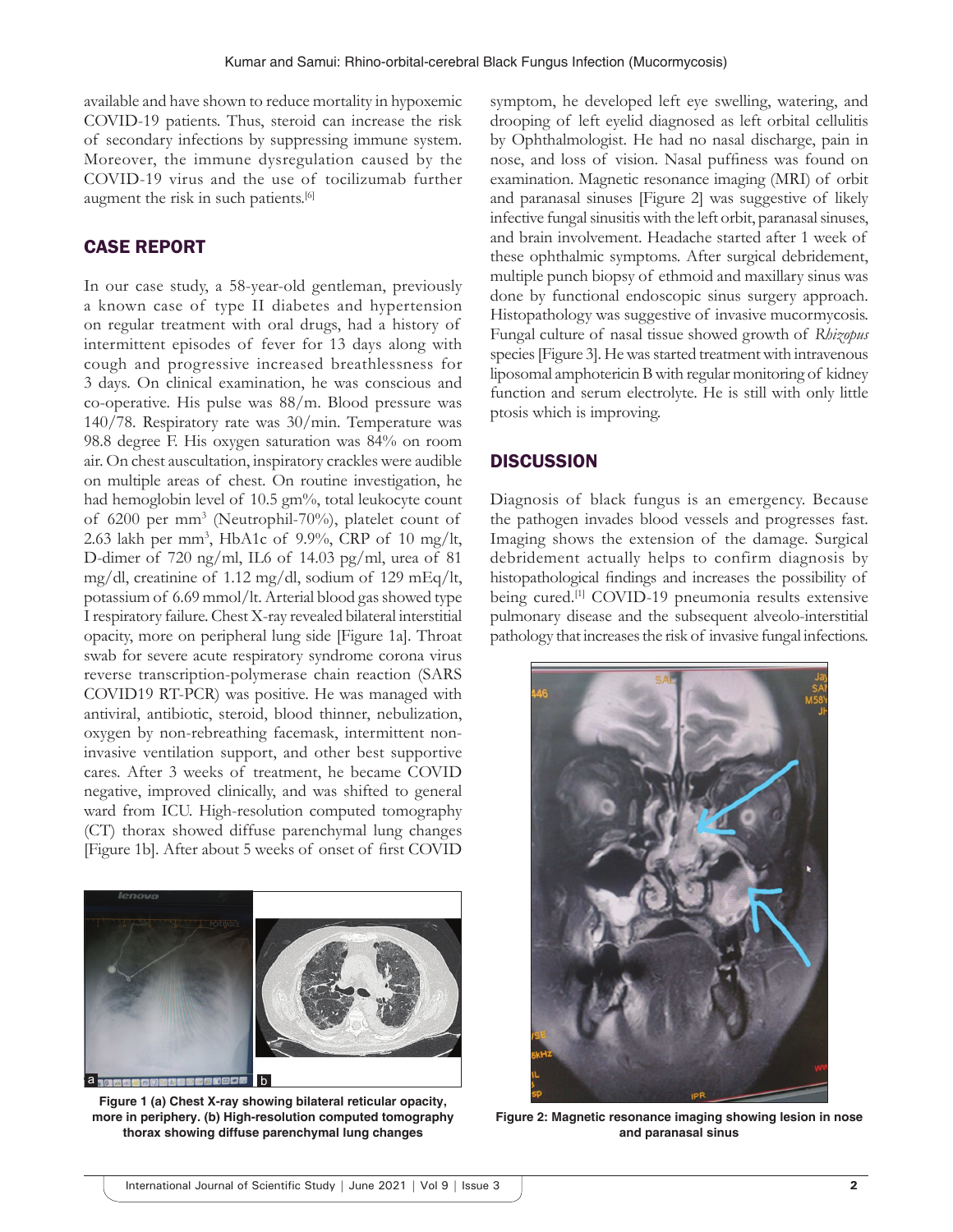available and have shown to reduce mortality in hypoxemic COVID-19 patients. Thus, steroid can increase the risk of secondary infections by suppressing immune system. Moreover, the immune dysregulation caused by the COVID-19 virus and the use of tocilizumab further augment the risk in such patients.[6]

## CASE REPORT

In our case study, a 58-year-old gentleman, previously a known case of type II diabetes and hypertension on regular treatment with oral drugs, had a history of intermittent episodes of fever for 13 days along with cough and progressive increased breathlessness for 3 days. On clinical examination, he was conscious and co-operative. His pulse was 88/m. Blood pressure was 140/78. Respiratory rate was 30/min. Temperature was 98.8 degree F. His oxygen saturation was 84% on room air. On chest auscultation, inspiratory crackles were audible on multiple areas of chest. On routine investigation, he had hemoglobin level of 10.5 gm%, total leukocyte count of 6200 per mm$^3$ (Neutrophil-70%), platelet count of 2.63 lakh per mm$^3$, HbA1c of 9.9%, CRP of 10 mg/lt, D-dimer of 720 ng/ml, IL6 of 14.03 pg/ml, urea of 81 mg/dl, creatinine of 1.12 mg/dl, sodium of 129 mEq/lt, potassium of 6.69 mmol/lt. Arterial blood gas showed type I respiratory failure. Chest X-ray revealed bilateral interstitial opacity, more on peripheral lung side [Figure 1a]. Throat swab for severe acute respiratory syndrome corona virus reverse transcription-polymerase chain reaction (SARS COVID19 RT-PCR) was positive. He was managed with antiviral, antibiotic, steroid, blood thinner, nebulization, oxygen by non-rebreathing facemask, intermittent non-invasive ventilation support, and other best supportive cares. After 3 weeks of treatment, he became COVID negative, improved clinically, and was shifted to general ward from ICU. High-resolution computed tomography (CT) thorax showed diffuse parenchymal lung changes [Figure 1b]. After about 5 weeks of onset of first COVID symptom, he developed left eye swelling, watering, and drooping of left eyelid diagnosed as left orbital cellulitis by Ophthalmologist. He had no nasal discharge, pain in nose, and loss of vision. Nasal puffiness was found on examination. Magnetic resonance imaging (MRI) of orbit and paranasal sinuses [Figure 2] was suggestive of likely infective fungal sinusitis with the left orbit, paranasal sinuses, and brain involvement. Headache started after 1 week of these ophthalmic symptoms. After surgical debridement, multiple punch biopsy of ethmoid and maxillary sinus was done by functional endoscopic sinus surgery approach. Histopathology was suggestive of invasive mucormycosis. Fungal culture of nasal tissue showed growth of *Rhizopus* species [Figure 3]. He was started treatment with intravenous liposomal amphotericin B with regular monitoring of kidney function and serum electrolyte. He is still with only little ptosis which is improving.

Figure 1 (a) Chest X-ray showing bilateral reticular opacity, more in periphery. (b) High-resolution computed tomography thorax showing diffuse parenchymal lung changes

## DISCUSSION

Diagnosis of black fungus is an emergency. Because the pathogen invades blood vessels and progresses fast. Imaging shows the extension of the damage. Surgical debridement actually helps to confirm diagnosis by histopathological findings and increases the possibility of being cured.[1] COVID-19 pneumonia results extensive pulmonary disease and the subsequent alveolo-interstitial pathology that increases the risk of invasive fungal infections.

Figure 2: Magnetic resonance imaging showing lesion in nose and paranasal sinus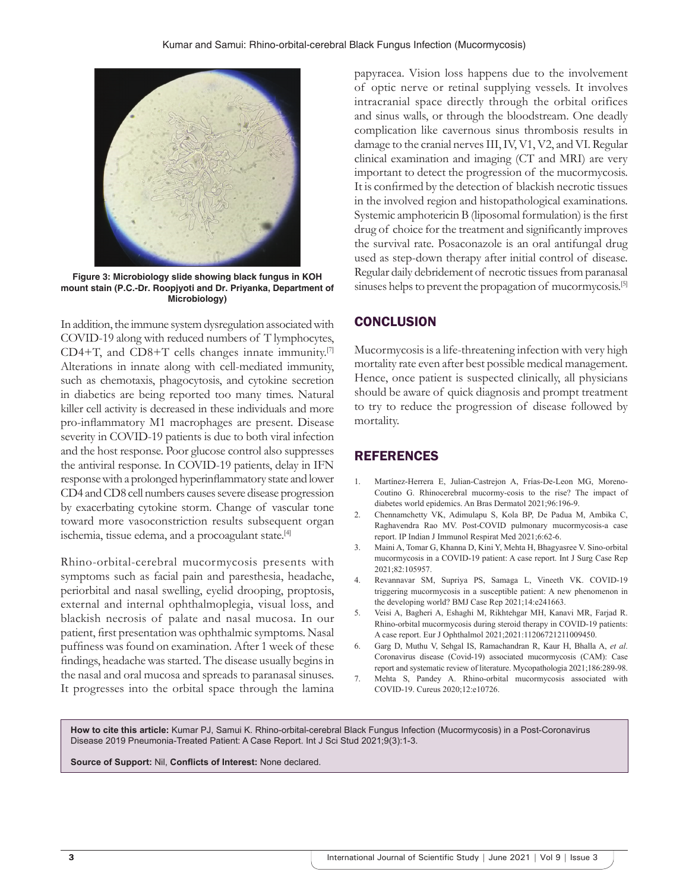Figure 3: Microbiology slide showing black fungus in KOH mount stain (P.C.-Dr. Roopjyoti and Dr. Priyanka, Department of Microbiology)

In addition, the immune system dysregulation associated with COVID-19 along with reduced numbers of T lymphocytes, CD4+T, and CD8+T cells changes innate immunity.[7] Alterations in innate along with cell-mediated immunity, such as chemotaxis, phagocytosis, and cytokine secretion in diabetics are being reported too many times. Natural killer cell activity is decreased in these individuals and more pro-inflammatory M1 macrophages are present. Disease severity in COVID-19 patients is due to both viral infection and the host response. Poor glucose control also suppresses the antiviral response. In COVID-19 patients, delay in IFN response with a prolonged hyperinflammatory state and lower CD4 and CD8 cell numbers causes severe disease progression by exacerbating cytokine storm. Change of vascular tone toward more vasoconstriction results subsequent organ ischemia, tissue edema, and a procoagulant state.[4]

Rhino-orbital-cerebral mucormycosis presents with symptoms such as facial pain and paresthesia, headache, periorbital and nasal swelling, eyelid drooping, proptosis, external and internal ophthalmoplegia, visual loss, and blackish necrosis of palate and nasal mucosa. In our patient, first presentation was ophthalmic symptoms. Nasal puffiness was found on examination. After 1 week of these findings, headache was started. The disease usually begins in the nasal and oral mucosa and spreads to paranasal sinuses. It progresses into the orbital space through the lamina papyracea. Vision loss happens due to the involvement of optic nerve or retinal supplying vessels. It involves intracranial space directly through the orbital orifices and sinus walls, or through the bloodstream. One deadly complication like cavernous sinus thrombosis results in damage to the cranial nerves III, IV, V1, V2, and VI. Regular clinical examination and imaging (CT and MRI) are very important to detect the progression of the mucormycosis. It is confirmed by the detection of blackish necrotic tissues in the involved region and histopathological examinations. Systemic amphotericin B (liposomal formulation) is the first drug of choice for the treatment and significantly improves the survival rate. Posaconazole is an oral antifungal drug used as step-down therapy after initial control of disease. Regular daily debridement of necrotic tissues from paranasal sinuses helps to prevent the propagation of mucormycosis.[5]

## CONCLUSION

Mucormycosis is a life-threatening infection with very high mortality rate even after best possible medical management. Hence, once patient is suspected clinically, all physicians should be aware of quick diagnosis and prompt treatment to try to reduce the progression of disease followed by mortality.

## REFERENCES

1. Martínez-Herrera E, Julian-Castrejon A, Frías-De-Leon MG, Moreno-Coutino G. Rhinocerebral mucormy-cosis to the rise? The impact of diabetes world epidemics. An Bras Dermatol 2021;96:196-9.
2. Chennamchetty VK, Adimulapu S, Kola BP, De Padua M, Ambika C, Raghavendra Rao MV. Post-COVID pulmonary mucormycosis-a case report. IP Indian J Immunol Respirat Med 2021;6:62-6.
3. Maini A, Tomar G, Khanna D, Kini Y, Mehta H, Bhagyasree V. Sino-orbital mucormycosis in a COVID-19 patient: A case report. Int J Surg Case Rep 2021;82:105957.
4. Revannavar SM, Supriya PS, Samaga L, Vineeth VK. COVID-19 triggering mucormycosis in a susceptible patient: A new phenomenon in the developing world? BMJ Case Rep 2021;14:e241663.
5. Veisi A, Bagheri A, Eshaghi M, Rikhtehgar MH, Kanavi MR, Farjad R. Rhino-orbital mucormycosis during steroid therapy in COVID-19 patients: A case report. Eur J Ophthalmol 2021;2021:11206721211009450.
6. Garg D, Muthu V, Sehgal IS, Ramachandran R, Kaur H, Bhalla A, *et al*. Coronavirus disease (Covid-19) associated mucormycosis (CAM): Case report and systematic review of literature. Mycopathologia 2021;186:289-98.
7. Mehta S, Pandey A. Rhino-orbital mucormycosis associated with COVID-19. Cureus 2020;12:e10726.

**How to cite this article:** Kumar PJ, Samui K. Rhino-orbital-cerebral Black Fungus Infection (Mucormycosis) in a Post-Coronavirus Disease 2019 Pneumonia-Treated Patient: A Case Report. Int J Sci Stud 2021;9(3):1-3.

**Source of Support:** Nil, **Conflicts of Interest:** None declared.